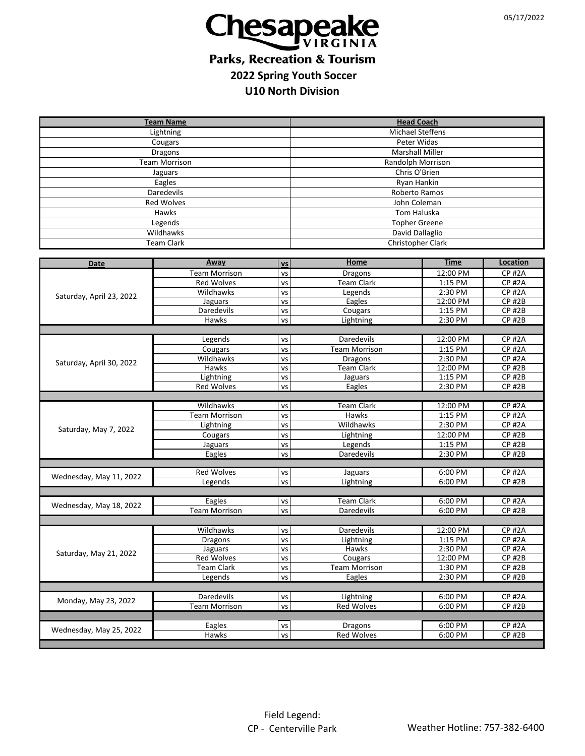# Chesapeake VIRGINIA

## Parks, Recreation & Tourism

## 2022 Spring Youth Soccer

## U10 North Division

05/17/2022

| Team Name | Head Coach |
|---|---|
| Lightning | Michael Steffens |
| Cougars | Peter Widas |
| Dragons | Marshall Miller |
| Team Morrison | Randolph Morrison |
| Jaguars | Chris O'Brien |
| Eagles | Ryan Hankin |
| Daredevils | Roberto Ramos |
| Red Wolves | John Coleman |
| Hawks | Tom Haluska |
| Legends | Topher Greene |
| Wildhawks | David Dallaglio |
| Team Clark | Christopher Clark |

| Date | Away | vs | Home | Time | Location |
|---|---|---|---|---|---|
| Saturday, April 23, 2022 | Team Morrison | vs | Dragons | 12:00 PM | CP #2A |
| | Red Wolves | vs | Team Clark | 1:15 PM | CP #2A |
| | Wildhawks | vs | Legends | 2:30 PM | CP #2A |
| | Jaguars | vs | Eagles | 12:00 PM | CP #2B |
| | Daredevils | vs | Cougars | 1:15 PM | CP #2B |
| | Hawks | vs | Lightning | 2:30 PM | CP #2B |
| Saturday, April 30, 2022 | Legends | vs | Daredevils | 12:00 PM | CP #2A |
| | Cougars | vs | Team Morrison | 1:15 PM | CP #2A |
| | Wildhawks | vs | Dragons | 2:30 PM | CP #2A |
| | Hawks | vs | Team Clark | 12:00 PM | CP #2B |
| | Lightning | vs | Jaguars | 1:15 PM | CP #2B |
| | Red Wolves | vs | Eagles | 2:30 PM | CP #2B |
| Saturday, May 7, 2022 | Wildhawks | vs | Team Clark | 12:00 PM | CP #2A |
| | Team Morrison | vs | Hawks | 1:15 PM | CP #2A |
| | Lightning | vs | Wildhawks | 2:30 PM | CP #2A |
| | Cougars | vs | Lightning | 12:00 PM | CP #2B |
| | Jaguars | vs | Legends | 1:15 PM | CP #2B |
| | Eagles | vs | Daredevils | 2:30 PM | CP #2B |
| Wednesday, May 11, 2022 | Red Wolves | vs | Jaguars | 6:00 PM | CP #2A |
| | Legends | vs | Lightning | 6:00 PM | CP #2B |
| Wednesday, May 18, 2022 | Eagles | vs | Team Clark | 6:00 PM | CP #2A |
| | Team Morrison | vs | Daredevils | 6:00 PM | CP #2B |
| Saturday, May 21, 2022 | Wildhawks | vs | Daredevils | 12:00 PM | CP #2A |
| | Dragons | vs | Lightning | 1:15 PM | CP #2A |
| | Jaguars | vs | Hawks | 2:30 PM | CP #2A |
| | Red Wolves | vs | Cougars | 12:00 PM | CP #2B |
| | Team Clark | vs | Team Morrison | 1:30 PM | CP #2B |
| | Legends | vs | Eagles | 2:30 PM | CP #2B |
| Monday, May 23, 2022 | Daredevils | vs | Lightning | 6:00 PM | CP #2A |
| | Team Morrison | vs | Red Wolves | 6:00 PM | CP #2B |
| Wednesday, May 25, 2022 | Eagles | vs | Dragons | 6:00 PM | CP #2A |
| | Hawks | vs | Red Wolves | 6:00 PM | CP #2B |

Field Legend:
CP - Centerville Park

Weather Hotline: 757-382-6400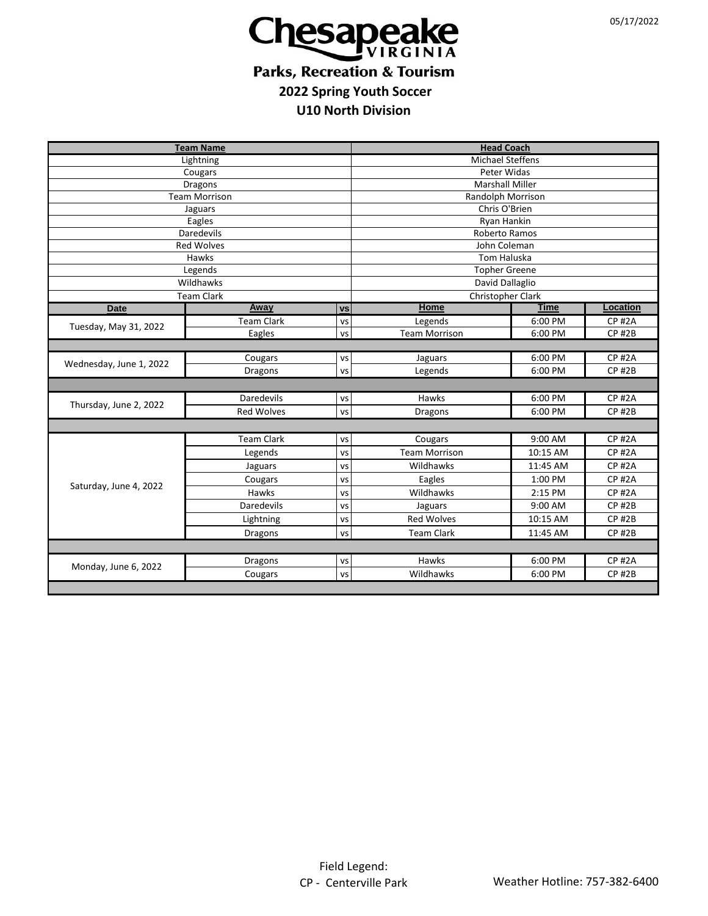05/17/2022

# Chesapeake VIRGINIA

## Parks, Recreation & Tourism

### 2022 Spring Youth Soccer

### U10 North Division

| Team Name | Head Coach |
|---|---|
| Lightning | Michael Steffens |
| Cougars | Peter Widas |
| Dragons | Marshall Miller |
| Team Morrison | Randolph Morrison |
| Jaguars | Chris O'Brien |
| Eagles | Ryan Hankin |
| Daredevils | Roberto Ramos |
| Red Wolves | John Coleman |
| Hawks | Tom Haluska |
| Legends | Topher Greene |
| Wildhawks | David Dallaglio |
| Team Clark | Christopher Clark |

| Date | Away | vs | Home | Time | Location |
|---|---|---|---|---|---|
| Tuesday, May 31, 2022 | Team Clark | vs | Legends | 6:00 PM | CP #2A |
| | Eagles | vs | Team Morrison | 6:00 PM | CP #2B |
| Wednesday, June 1, 2022 | Cougars | vs | Jaguars | 6:00 PM | CP #2A |
| | Dragons | vs | Legends | 6:00 PM | CP #2B |
| Thursday, June 2, 2022 | Daredevils | vs | Hawks | 6:00 PM | CP #2A |
| | Red Wolves | vs | Dragons | 6:00 PM | CP #2B |
| Saturday, June 4, 2022 | Team Clark | vs | Cougars | 9:00 AM | CP #2A |
| | Legends | vs | Team Morrison | 10:15 AM | CP #2A |
| | Jaguars | vs | Wildhawks | 11:45 AM | CP #2A |
| | Cougars | vs | Eagles | 1:00 PM | CP #2A |
| | Hawks | vs | Wildhawks | 2:15 PM | CP #2A |
| | Daredevils | vs | Jaguars | 9:00 AM | CP #2B |
| | Lightning | vs | Red Wolves | 10:15 AM | CP #2B |
| | Dragons | vs | Team Clark | 11:45 AM | CP #2B |
| Monday, June 6, 2022 | Dragons | vs | Hawks | 6:00 PM | CP #2A |
| | Cougars | vs | Wildhawks | 6:00 PM | CP #2B |

Field Legend:
CP - Centerville Park

Weather Hotline: 757-382-6400